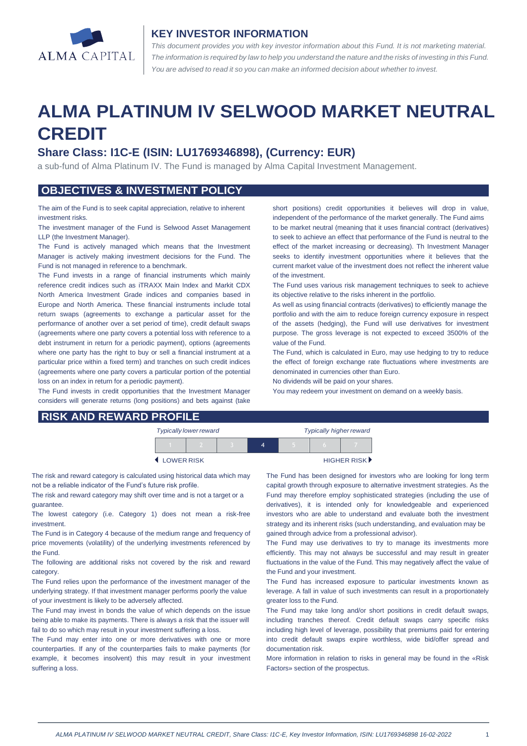ALMA CAPITAL

## KEY INVESTOR INFORMATION

*This document provides you with key investor information about this Fund. It is not marketing material. The information is required by law to help you understand the nature and the risks of investing in this Fund. You are advised to read it so you can make an informed decision about whether to invest.*

# ALMA PLATINUM IV SELWOOD MARKET NEUTRAL CREDIT

## Share Class: I1C-E (ISIN: LU1769346898), (Currency: EUR)

a sub-fund of Alma Platinum IV. The Fund is managed by Alma Capital Investment Management.

## OBJECTIVES & INVESTMENT POLICY

The aim of the Fund is to seek capital appreciation, relative to inherent investment risks.

The investment manager of the Fund is Selwood Asset Management LLP (the Investment Manager).

The Fund is actively managed which means that the Investment Manager is actively making investment decisions for the Fund. The Fund is not managed in reference to a benchmark.

The Fund invests in a range of financial instruments which mainly reference credit indices such as iTRAXX Main Index and Markit CDX North America Investment Grade indices and companies based in Europe and North America. These financial instruments include total return swaps (agreements to exchange a particular asset for the performance of another over a set period of time), credit default swaps (agreements where one party covers a potential loss with reference to a debt instrument in return for a periodic payment), options (agreements where one party has the right to buy or sell a financial instrument at a particular price within a fixed term) and tranches on such credit indices (agreements where one party covers a particular portion of the potential loss on an index in return for a periodic payment).

The Fund invests in credit opportunities that the Investment Manager considers will generate returns (long positions) and bets against (take short positions) credit opportunities it believes will drop in value, independent of the performance of the market generally. The Fund aims to be market neutral (meaning that it uses financial contract (derivatives) to seek to achieve an effect that performance of the Fund is neutral to the effect of the market increasing or decreasing). Th Investment Manager seeks to identify investment opportunities where it believes that the current market value of the investment does not reflect the inherent value of the investment.

The Fund uses various risk management techniques to seek to achieve its objective relative to the risks inherent in the portfolio.

As well as using financial contracts (derivatives) to efficiently manage the portfolio and with the aim to reduce foreign currency exposure in respect of the assets (hedging), the Fund will use derivatives for investment purpose. The gross leverage is not expected to exceed 3500% of the value of the Fund.

The Fund, which is calculated in Euro, may use hedging to try to reduce the effect of foreign exchange rate fluctuations where investments are denominated in currencies other than Euro.

No dividends will be paid on your shares.

You may redeem your investment on demand on a weekly basis.

## RISK AND REWARD PROFILE

*Typically lower reward* — *Typically higher reward*

| 1 | 2 | 3 | **4** | 5 | 6 | 7 |
|---|---|---|---|---|---|---|

LOWER RISK — HIGHER RISK

The risk and reward category is calculated using historical data which may not be a reliable indicator of the Fund's future risk profile.

The risk and reward category may shift over time and is not a target or a guarantee.

The lowest category (i.e. Category 1) does not mean a risk-free investment.

The Fund is in Category 4 because of the medium range and frequency of price movements (volatility) of the underlying investments referenced by the Fund.

The following are additional risks not covered by the risk and reward category.

The Fund relies upon the performance of the investment manager of the underlying strategy. If that investment manager performs poorly the value of your investment is likely to be adversely affected.

The Fund may invest in bonds the value of which depends on the issue being able to make its payments. There is always a risk that the issuer will fail to do so which may result in your investment suffering a loss.

The Fund may enter into one or more derivatives with one or more counterparties. If any of the counterparties fails to make payments (for example, it becomes insolvent) this may result in your investment suffering a loss.

The Fund has been designed for investors who are looking for long term capital growth through exposure to alternative investment strategies. As the Fund may therefore employ sophisticated strategies (including the use of derivatives), it is intended only for knowledgeable and experienced investors who are able to understand and evaluate both the investment strategy and its inherent risks (such understanding, and evaluation may be gained through advice from a professional advisor).

The Fund may use derivatives to try to manage its investments more efficiently. This may not always be successful and may result in greater fluctuations in the value of the Fund. This may negatively affect the value of the Fund and your investment.

The Fund has increased exposure to particular investments known as leverage. A fall in value of such investments can result in a proportionately greater loss to the Fund.

The Fund may take long and/or short positions in credit default swaps, including tranches thereof. Credit default swaps carry specific risks including high level of leverage, possibility that premiums paid for entering into credit default swaps expire worthless, wide bid/offer spread and documentation risk.

More information in relation to risks in general may be found in the «Risk Factors» section of the prospectus.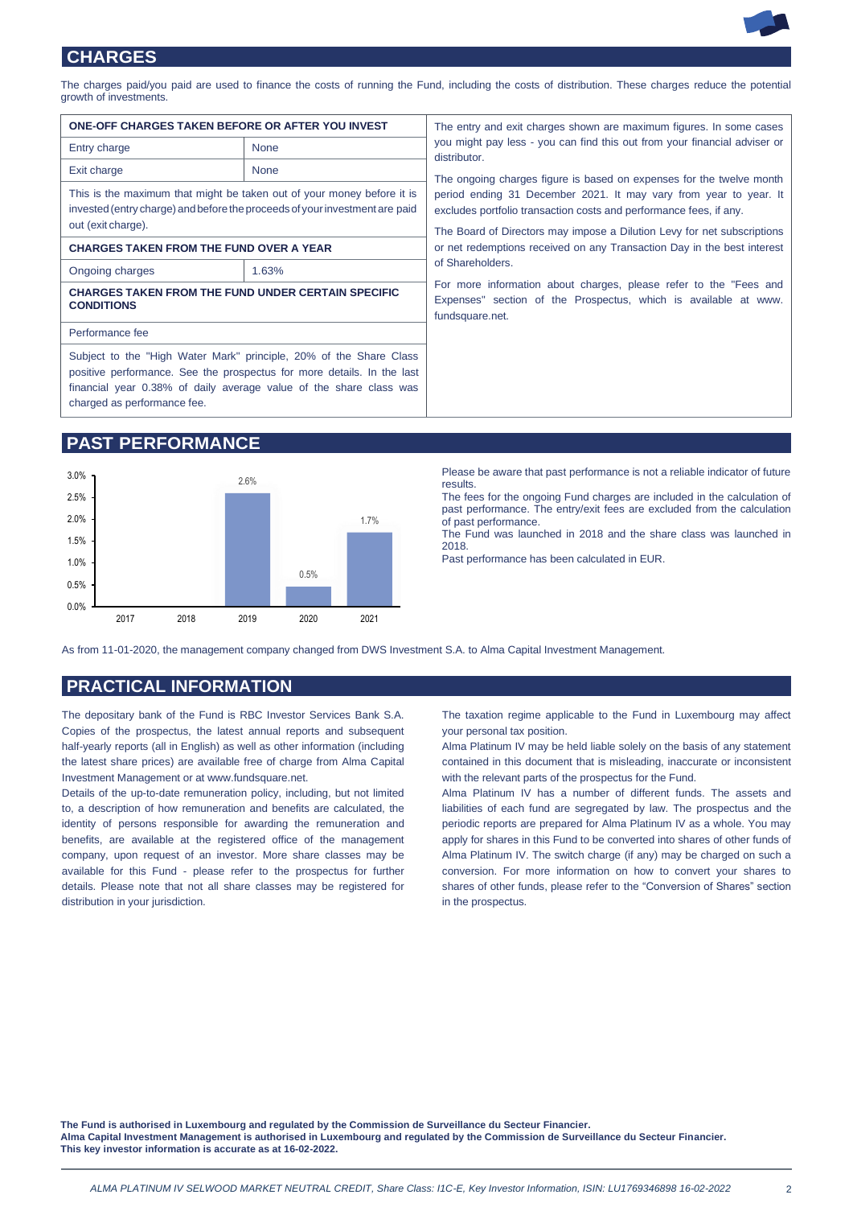## CHARGES

The charges paid/you paid are used to finance the costs of running the Fund, including the costs of distribution. These charges reduce the potential growth of investments.

| ONE-OFF CHARGES TAKEN BEFORE OR AFTER YOU INVEST | |
|---|---|
| Entry charge | None |
| Exit charge | None |
| This is the maximum that might be taken out of your money before it is invested (entry charge) and before the proceeds of your investment are paid out (exit charge). | |
| **CHARGES TAKEN FROM THE FUND OVER A YEAR** | |
| Ongoing charges | 1.63% |
| **CHARGES TAKEN FROM THE FUND UNDER CERTAIN SPECIFIC CONDITIONS** | |
| Performance fee | |
| Subject to the "High Water Mark" principle, 20% of the Share Class positive performance. See the prospectus for more details. In the last financial year 0.38% of daily average value of the share class was charged as performance fee. | |

The entry and exit charges shown are maximum figures. In some cases you might pay less - you can find this out from your financial adviser or distributor.

The ongoing charges figure is based on expenses for the twelve month period ending 31 December 2021. It may vary from year to year. It excludes portfolio transaction costs and performance fees, if any.

The Board of Directors may impose a Dilution Levy for net subscriptions or net redemptions received on any Transaction Day in the best interest of Shareholders.

For more information about charges, please refer to the "Fees and Expenses" section of the Prospectus, which is available at www.fundsquare.net.

## PAST PERFORMANCE

3.0%
2.5%
2.0%
1.5%
1.0%
0.5%
0.0%
2017
2018
2019
2020
2021
2.6%
0.5%
1.7%

Please be aware that past performance is not a reliable indicator of future results.

The fees for the ongoing Fund charges are included in the calculation of past performance. The entry/exit fees are excluded from the calculation of past performance.

The Fund was launched in 2018 and the share class was launched in 2018.

Past performance has been calculated in EUR.

As from 11-01-2020, the management company changed from DWS Investment S.A. to Alma Capital Investment Management.

## PRACTICAL INFORMATION

The depositary bank of the Fund is RBC Investor Services Bank S.A. Copies of the prospectus, the latest annual reports and subsequent half-yearly reports (all in English) as well as other information (including the latest share prices) are available free of charge from Alma Capital Investment Management or at www.fundsquare.net.

Details of the up-to-date remuneration policy, including, but not limited to, a description of how remuneration and benefits are calculated, the identity of persons responsible for awarding the remuneration and benefits, are available at the registered office of the management company, upon request of an investor. More share classes may be available for this Fund - please refer to the prospectus for further details. Please note that not all share classes may be registered for distribution in your jurisdiction.

The taxation regime applicable to the Fund in Luxembourg may affect your personal tax position.

Alma Platinum IV may be held liable solely on the basis of any statement contained in this document that is misleading, inaccurate or inconsistent with the relevant parts of the prospectus for the Fund.

Alma Platinum IV has a number of different funds. The assets and liabilities of each fund are segregated by law. The prospectus and the periodic reports are prepared for Alma Platinum IV as a whole. You may apply for shares in this Fund to be converted into shares of other funds of Alma Platinum IV. The switch charge (if any) may be charged on such a conversion. For more information on how to convert your shares to shares of other funds, please refer to the "Conversion of Shares" section in the prospectus.

**The Fund is authorised in Luxembourg and regulated by the Commission de Surveillance du Secteur Financier.**
**Alma Capital Investment Management is authorised in Luxembourg and regulated by the Commission de Surveillance du Secteur Financier.**
**This key investor information is accurate as at 16-02-2022.**